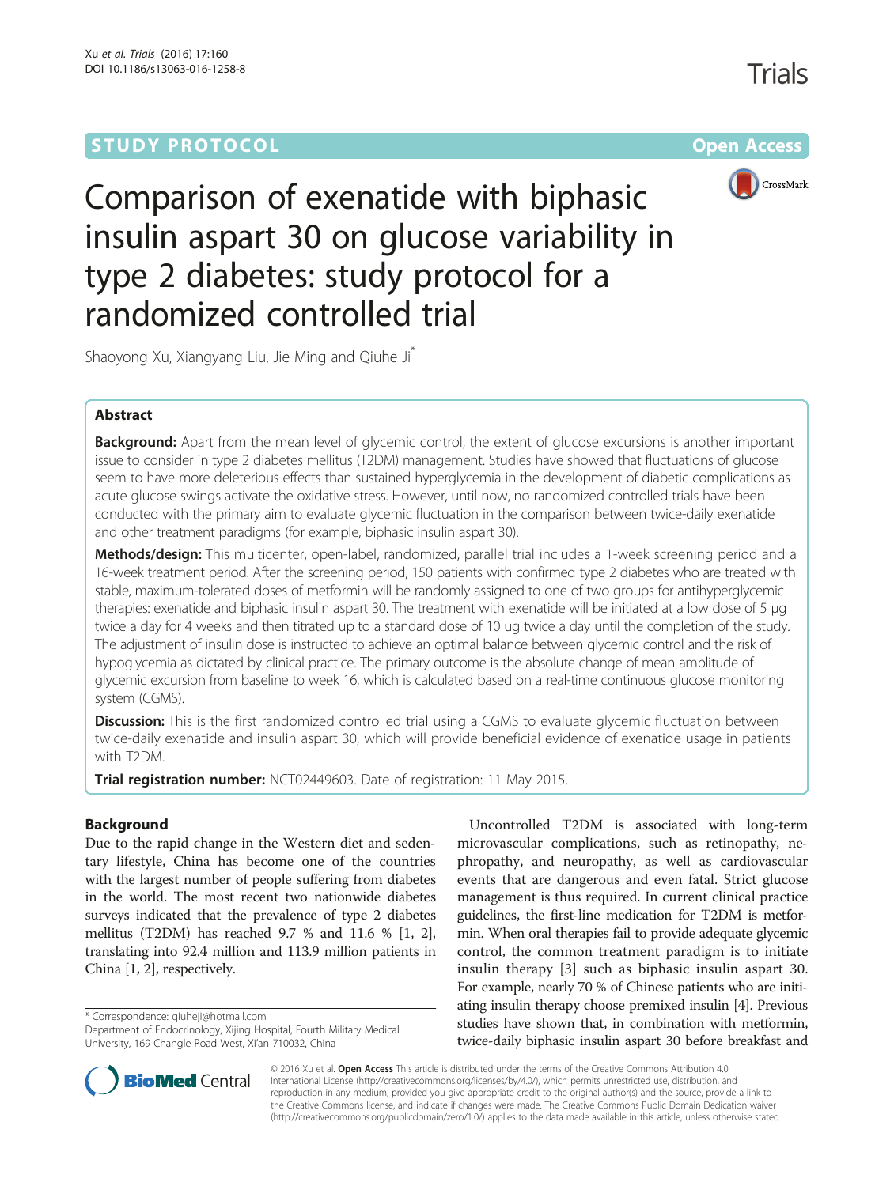STUDY PROTOCOL Open Access

# Comparison of exenatide with biphasic insulin aspart 30 on glucose variability in type 2 diabetes: study protocol for a randomized controlled trial

Shaoyong Xu, Xiangyang Liu, Jie Ming and Qiuhe Ji*

## Abstract

**Background:** Apart from the mean level of glycemic control, the extent of glucose excursions is another important issue to consider in type 2 diabetes mellitus (T2DM) management. Studies have showed that fluctuations of glucose seem to have more deleterious effects than sustained hyperglycemia in the development of diabetic complications as acute glucose swings activate the oxidative stress. However, until now, no randomized controlled trials have been conducted with the primary aim to evaluate glycemic fluctuation in the comparison between twice-daily exenatide and other treatment paradigms (for example, biphasic insulin aspart 30).

**Methods/design:** This multicenter, open-label, randomized, parallel trial includes a 1-week screening period and a 16-week treatment period. After the screening period, 150 patients with confirmed type 2 diabetes who are treated with stable, maximum-tolerated doses of metformin will be randomly assigned to one of two groups for antihyperglycemic therapies: exenatide and biphasic insulin aspart 30. The treatment with exenatide will be initiated at a low dose of 5 μg twice a day for 4 weeks and then titrated up to a standard dose of 10 ug twice a day until the completion of the study. The adjustment of insulin dose is instructed to achieve an optimal balance between glycemic control and the risk of hypoglycemia as dictated by clinical practice. The primary outcome is the absolute change of mean amplitude of glycemic excursion from baseline to week 16, which is calculated based on a real-time continuous glucose monitoring system (CGMS).

**Discussion:** This is the first randomized controlled trial using a CGMS to evaluate glycemic fluctuation between twice-daily exenatide and insulin aspart 30, which will provide beneficial evidence of exenatide usage in patients with T2DM.

**Trial registration number:** NCT02449603. Date of registration: 11 May 2015.

## Background

Due to the rapid change in the Western diet and sedentary lifestyle, China has become one of the countries with the largest number of people suffering from diabetes in the world. The most recent two nationwide diabetes surveys indicated that the prevalence of type 2 diabetes mellitus (T2DM) has reached 9.7 % and 11.6 % [1, 2], translating into 92.4 million and 113.9 million patients in China [1, 2], respectively.

Uncontrolled T2DM is associated with long-term microvascular complications, such as retinopathy, nephropathy, and neuropathy, as well as cardiovascular events that are dangerous and even fatal. Strict glucose management is thus required. In current clinical practice guidelines, the first-line medication for T2DM is metformin. When oral therapies fail to provide adequate glycemic control, the common treatment paradigm is to initiate insulin therapy [3] such as biphasic insulin aspart 30. For example, nearly 70 % of Chinese patients who are initiating insulin therapy choose premixed insulin [4]. Previous studies have shown that, in combination with metformin, twice-daily biphasic insulin aspart 30 before breakfast and

* Correspondence: qiuheji@hotmail.com
Department of Endocrinology, Xijing Hospital, Fourth Military Medical University, 169 Changle Road West, Xi'an 710032, China

© 2016 Xu et al. **Open Access** This article is distributed under the terms of the Creative Commons Attribution 4.0 International License (http://creativecommons.org/licenses/by/4.0/), which permits unrestricted use, distribution, and reproduction in any medium, provided you give appropriate credit to the original author(s) and the source, provide a link to the Creative Commons license, and indicate if changes were made. The Creative Commons Public Domain Dedication waiver (http://creativecommons.org/publicdomain/zero/1.0/) applies to the data made available in this article, unless otherwise stated.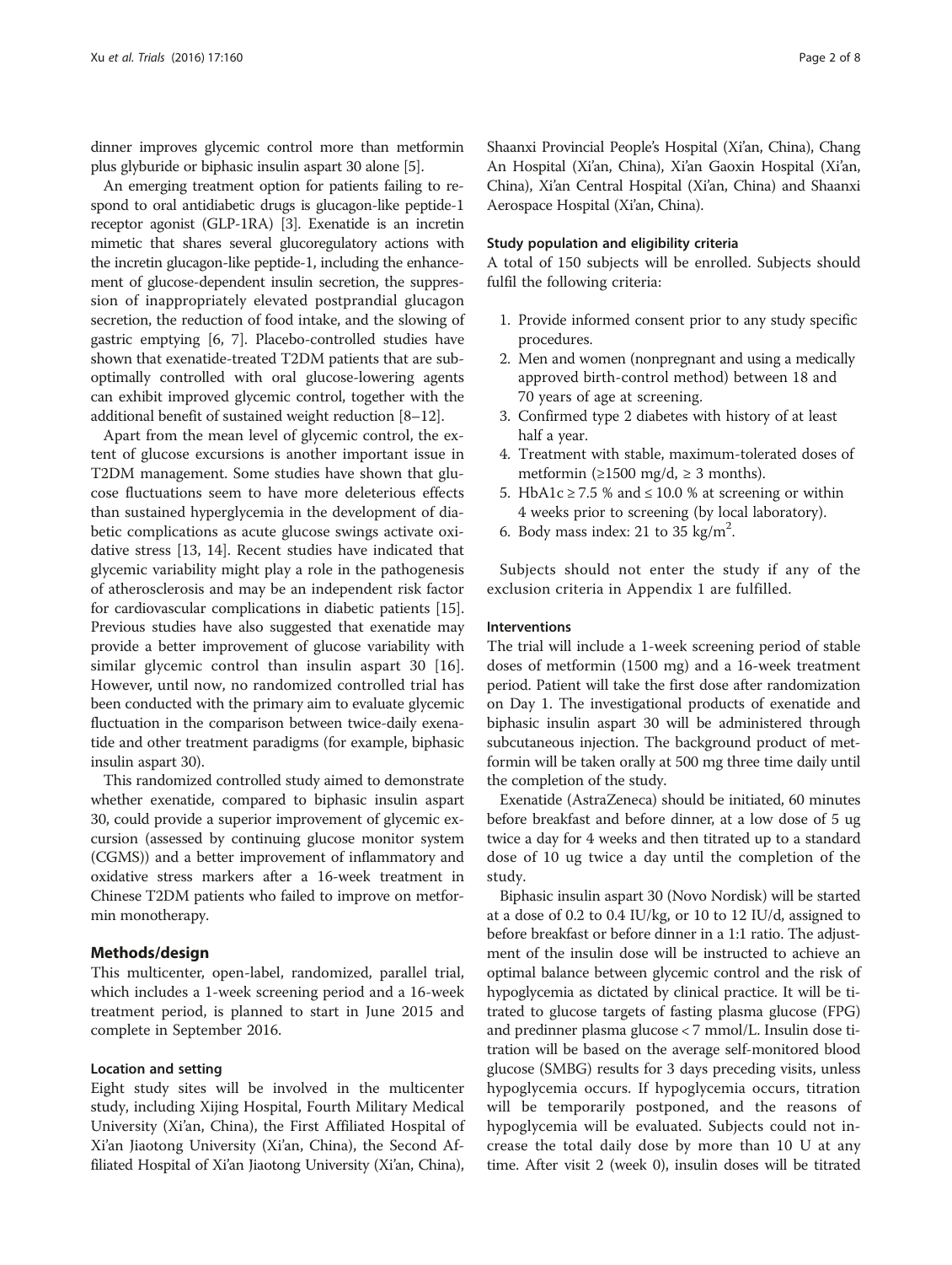dinner improves glycemic control more than metformin plus glyburide or biphasic insulin aspart 30 alone [5].

An emerging treatment option for patients failing to respond to oral antidiabetic drugs is glucagon-like peptide-1 receptor agonist (GLP-1RA) [3]. Exenatide is an incretin mimetic that shares several glucoregulatory actions with the incretin glucagon-like peptide-1, including the enhancement of glucose-dependent insulin secretion, the suppression of inappropriately elevated postprandial glucagon secretion, the reduction of food intake, and the slowing of gastric emptying [6, 7]. Placebo-controlled studies have shown that exenatide-treated T2DM patients that are suboptimally controlled with oral glucose-lowering agents can exhibit improved glycemic control, together with the additional benefit of sustained weight reduction [8–12].

Apart from the mean level of glycemic control, the extent of glucose excursions is another important issue in T2DM management. Some studies have shown that glucose fluctuations seem to have more deleterious effects than sustained hyperglycemia in the development of diabetic complications as acute glucose swings activate oxidative stress [13, 14]. Recent studies have indicated that glycemic variability might play a role in the pathogenesis of atherosclerosis and may be an independent risk factor for cardiovascular complications in diabetic patients [15]. Previous studies have also suggested that exenatide may provide a better improvement of glucose variability with similar glycemic control than insulin aspart 30 [16]. However, until now, no randomized controlled trial has been conducted with the primary aim to evaluate glycemic fluctuation in the comparison between twice-daily exenatide and other treatment paradigms (for example, biphasic insulin aspart 30).

This randomized controlled study aimed to demonstrate whether exenatide, compared to biphasic insulin aspart 30, could provide a superior improvement of glycemic excursion (assessed by continuing glucose monitor system (CGMS)) and a better improvement of inflammatory and oxidative stress markers after a 16-week treatment in Chinese T2DM patients who failed to improve on metformin monotherapy.

## Methods/design

This multicenter, open-label, randomized, parallel trial, which includes a 1-week screening period and a 16-week treatment period, is planned to start in June 2015 and complete in September 2016.

### Location and setting

Eight study sites will be involved in the multicenter study, including Xijing Hospital, Fourth Military Medical University (Xi'an, China), the First Affiliated Hospital of Xi'an Jiaotong University (Xi'an, China), the Second Affiliated Hospital of Xi'an Jiaotong University (Xi'an, China), Shaanxi Provincial People's Hospital (Xi'an, China), Chang An Hospital (Xi'an, China), Xi'an Gaoxin Hospital (Xi'an, China), Xi'an Central Hospital (Xi'an, China) and Shaanxi Aerospace Hospital (Xi'an, China).

### Study population and eligibility criteria

A total of 150 subjects will be enrolled. Subjects should fulfil the following criteria:

1. Provide informed consent prior to any study specific procedures.
2. Men and women (nonpregnant and using a medically approved birth-control method) between 18 and 70 years of age at screening.
3. Confirmed type 2 diabetes with history of at least half a year.
4. Treatment with stable, maximum-tolerated doses of metformin (≥1500 mg/d, ≥ 3 months).
5. HbA1c ≥ 7.5 % and ≤ 10.0 % at screening or within 4 weeks prior to screening (by local laboratory).
6. Body mass index: 21 to 35 $kg/m^2$.

Subjects should not enter the study if any of the exclusion criteria in Appendix 1 are fulfilled.

### Interventions

The trial will include a 1-week screening period of stable doses of metformin (1500 mg) and a 16-week treatment period. Patient will take the first dose after randomization on Day 1. The investigational products of exenatide and biphasic insulin aspart 30 will be administered through subcutaneous injection. The background product of metformin will be taken orally at 500 mg three time daily until the completion of the study.

Exenatide (AstraZeneca) should be initiated, 60 minutes before breakfast and before dinner, at a low dose of 5 ug twice a day for 4 weeks and then titrated up to a standard dose of 10 ug twice a day until the completion of the study.

Biphasic insulin aspart 30 (Novo Nordisk) will be started at a dose of 0.2 to 0.4 IU/kg, or 10 to 12 IU/d, assigned to before breakfast or before dinner in a 1:1 ratio. The adjustment of the insulin dose will be instructed to achieve an optimal balance between glycemic control and the risk of hypoglycemia as dictated by clinical practice. It will be titrated to glucose targets of fasting plasma glucose (FPG) and predinner plasma glucose < 7 mmol/L. Insulin dose titration will be based on the average self-monitored blood glucose (SMBG) results for 3 days preceding visits, unless hypoglycemia occurs. If hypoglycemia occurs, titration will be temporarily postponed, and the reasons of hypoglycemia will be evaluated. Subjects could not increase the total daily dose by more than 10 U at any time. After visit 2 (week 0), insulin doses will be titrated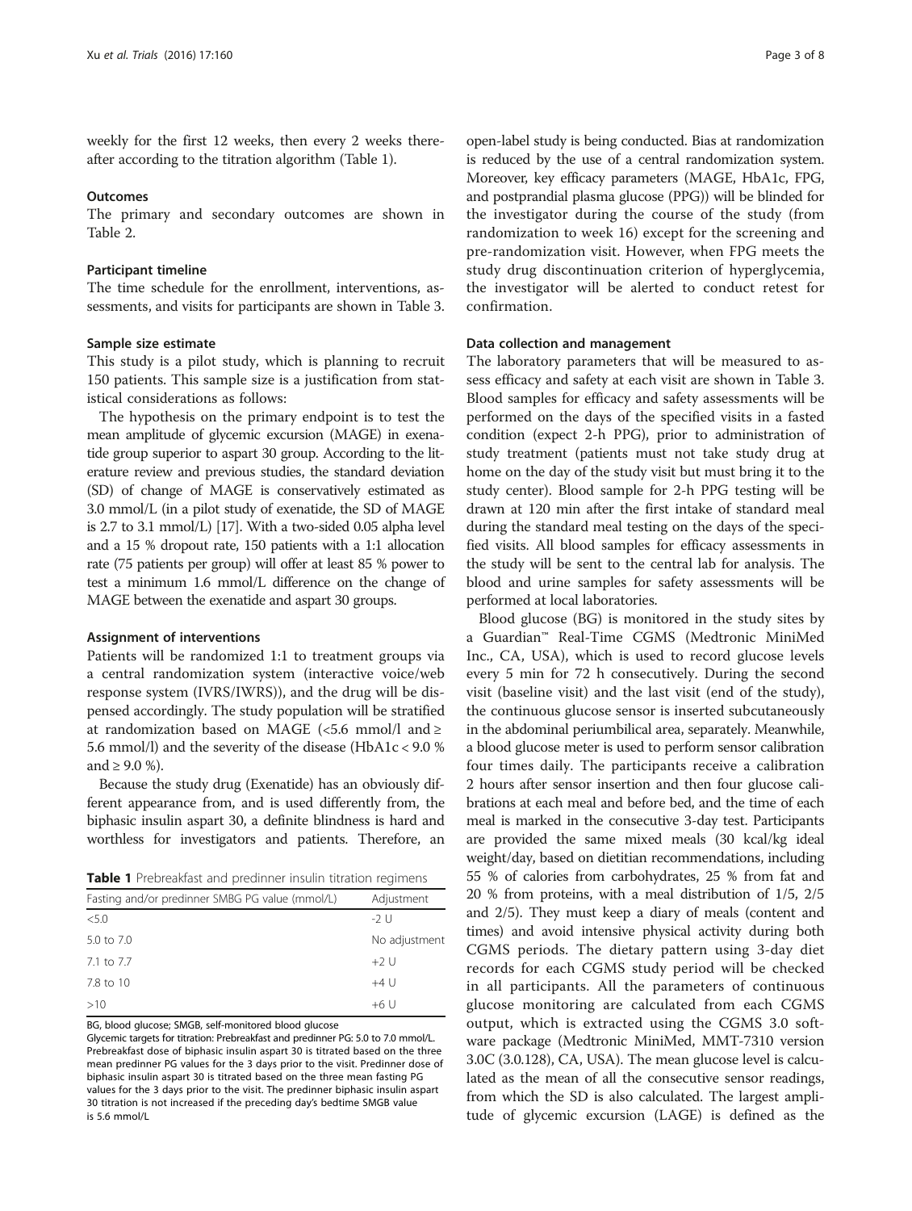weekly for the first 12 weeks, then every 2 weeks thereafter according to the titration algorithm (Table 1).

### Outcomes

The primary and secondary outcomes are shown in Table 2.

### Participant timeline

The time schedule for the enrollment, interventions, assessments, and visits for participants are shown in Table 3.

### Sample size estimate

This study is a pilot study, which is planning to recruit 150 patients. This sample size is a justification from statistical considerations as follows:

The hypothesis on the primary endpoint is to test the mean amplitude of glycemic excursion (MAGE) in exenatide group superior to aspart 30 group. According to the literature review and previous studies, the standard deviation (SD) of change of MAGE is conservatively estimated as 3.0 mmol/L (in a pilot study of exenatide, the SD of MAGE is 2.7 to 3.1 mmol/L) [17]. With a two-sided 0.05 alpha level and a 15 % dropout rate, 150 patients with a 1:1 allocation rate (75 patients per group) will offer at least 85 % power to test a minimum 1.6 mmol/L difference on the change of MAGE between the exenatide and aspart 30 groups.

### Assignment of interventions

Patients will be randomized 1:1 to treatment groups via a central randomization system (interactive voice/web response system (IVRS/IWRS)), and the drug will be dispensed accordingly. The study population will be stratified at randomization based on MAGE (<5.6 mmol/l and ≥ 5.6 mmol/l) and the severity of the disease (HbA1c < 9.0 % and ≥ 9.0 %).

Because the study drug (Exenatide) has an obviously different appearance from, and is used differently from, the biphasic insulin aspart 30, a definite blindness is hard and worthless for investigators and patients. Therefore, an open-label study is being conducted. Bias at randomization is reduced by the use of a central randomization system. Moreover, key efficacy parameters (MAGE, HbA1c, FPG, and postprandial plasma glucose (PPG)) will be blinded for the investigator during the course of the study (from randomization to week 16) except for the screening and pre-randomization visit. However, when FPG meets the study drug discontinuation criterion of hyperglycemia, the investigator will be alerted to conduct retest for confirmation.

**Table 1** Prebreakfast and predinner insulin titration regimens

| Fasting and/or predinner SMBG PG value (mmol/L) | Adjustment |
|---|---|
| <5.0 | -2 U |
| 5.0 to 7.0 | No adjustment |
| 7.1 to 7.7 | +2 U |
| 7.8 to 10 | +4 U |
| >10 | +6 U |

BG, blood glucose; SMGB, self-monitored blood glucose

Glycemic targets for titration: Prebreakfast and predinner PG: 5.0 to 7.0 mmol/L. Prebreakfast dose of biphasic insulin aspart 30 is titrated based on the three mean predinner PG values for the 3 days prior to the visit. Predinner dose of biphasic insulin aspart 30 is titrated based on the three mean fasting PG values for the 3 days prior to the visit. The predinner biphasic insulin aspart 30 titration is not increased if the preceding day's bedtime SMGB value is 5.6 mmol/L

### Data collection and management

The laboratory parameters that will be measured to assess efficacy and safety at each visit are shown in Table 3. Blood samples for efficacy and safety assessments will be performed on the days of the specified visits in a fasted condition (expect 2-h PPG), prior to administration of study treatment (patients must not take study drug at home on the day of the study visit but must bring it to the study center). Blood sample for 2-h PPG testing will be drawn at 120 min after the first intake of standard meal during the standard meal testing on the days of the specified visits. All blood samples for efficacy assessments in the study will be sent to the central lab for analysis. The blood and urine samples for safety assessments will be performed at local laboratories.

Blood glucose (BG) is monitored in the study sites by a Guardian™ Real-Time CGMS (Medtronic MiniMed Inc., CA, USA), which is used to record glucose levels every 5 min for 72 h consecutively. During the second visit (baseline visit) and the last visit (end of the study), the continuous glucose sensor is inserted subcutaneously in the abdominal periumbilical area, separately. Meanwhile, a blood glucose meter is used to perform sensor calibration four times daily. The participants receive a calibration 2 hours after sensor insertion and then four glucose calibrations at each meal and before bed, and the time of each meal is marked in the consecutive 3-day test. Participants are provided the same mixed meals (30 kcal/kg ideal weight/day, based on dietitian recommendations, including 55 % of calories from carbohydrates, 25 % from fat and 20 % from proteins, with a meal distribution of 1/5, 2/5 and 2/5). They must keep a diary of meals (content and times) and avoid intensive physical activity during both CGMS periods. The dietary pattern using 3-day diet records for each CGMS study period will be checked in all participants. All the parameters of continuous glucose monitoring are calculated from each CGMS output, which is extracted using the CGMS 3.0 software package (Medtronic MiniMed, MMT-7310 version 3.0C (3.0.128), CA, USA). The mean glucose level is calculated as the mean of all the consecutive sensor readings, from which the SD is also calculated. The largest amplitude of glycemic excursion (LAGE) is defined as the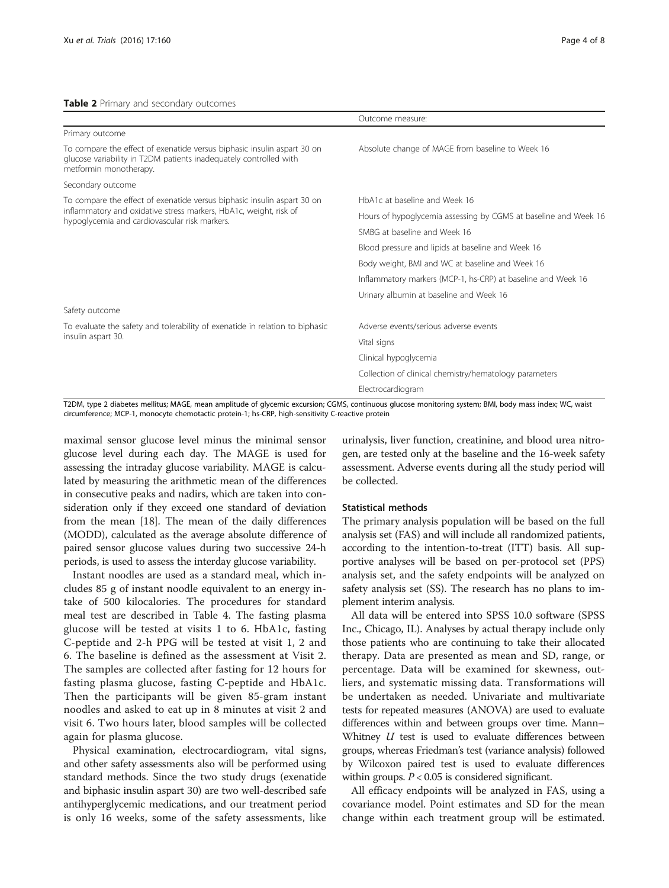**Table 2** Primary and secondary outcomes

| | Outcome measure: |
|---|---|
| Primary outcome | |
| To compare the effect of exenatide versus biphasic insulin aspart 30 on glucose variability in T2DM patients inadequately controlled with metformin monotherapy. | Absolute change of MAGE from baseline to Week 16 |
| Secondary outcome | |
| To compare the effect of exenatide versus biphasic insulin aspart 30 on inflammatory and oxidative stress markers, HbA1c, weight, risk of hypoglycemia and cardiovascular risk markers. | HbA1c at baseline and Week 16 |
| | Hours of hypoglycemia assessing by CGMS at baseline and Week 16 |
| | SMBG at baseline and Week 16 |
| | Blood pressure and lipids at baseline and Week 16 |
| | Body weight, BMI and WC at baseline and Week 16 |
| | Inflammatory markers (MCP-1, hs-CRP) at baseline and Week 16 |
| | Urinary albumin at baseline and Week 16 |
| Safety outcome | |
| To evaluate the safety and tolerability of exenatide in relation to biphasic insulin aspart 30. | Adverse events/serious adverse events |
| | Vital signs |
| | Clinical hypoglycemia |
| | Collection of clinical chemistry/hematology parameters |
| | Electrocardiogram |

T2DM, type 2 diabetes mellitus; MAGE, mean amplitude of glycemic excursion; CGMS, continuous glucose monitoring system; BMI, body mass index; WC, waist circumference; MCP-1, monocyte chemotactic protein-1; hs-CRP, high-sensitivity C-reactive protein

maximal sensor glucose level minus the minimal sensor glucose level during each day. The MAGE is used for assessing the intraday glucose variability. MAGE is calculated by measuring the arithmetic mean of the differences in consecutive peaks and nadirs, which are taken into consideration only if they exceed one standard of deviation from the mean [18]. The mean of the daily differences (MODD), calculated as the average absolute difference of paired sensor glucose values during two successive 24-h periods, is used to assess the interday glucose variability.

Instant noodles are used as a standard meal, which includes 85 g of instant noodle equivalent to an energy intake of 500 kilocalories. The procedures for standard meal test are described in Table 4. The fasting plasma glucose will be tested at visits 1 to 6. HbA1c, fasting C-peptide and 2-h PPG will be tested at visit 1, 2 and 6. The baseline is defined as the assessment at Visit 2. The samples are collected after fasting for 12 hours for fasting plasma glucose, fasting C-peptide and HbA1c. Then the participants will be given 85-gram instant noodles and asked to eat up in 8 minutes at visit 2 and visit 6. Two hours later, blood samples will be collected again for plasma glucose.

Physical examination, electrocardiogram, vital signs, and other safety assessments also will be performed using standard methods. Since the two study drugs (exenatide and biphasic insulin aspart 30) are two well-described safe antihyperglycemic medications, and our treatment period is only 16 weeks, some of the safety assessments, like urinalysis, liver function, creatinine, and blood urea nitrogen, are tested only at the baseline and the 16-week safety assessment. Adverse events during all the study period will be collected.

### Statistical methods

The primary analysis population will be based on the full analysis set (FAS) and will include all randomized patients, according to the intention-to-treat (ITT) basis. All supportive analyses will be based on per-protocol set (PPS) analysis set, and the safety endpoints will be analyzed on safety analysis set (SS). The research has no plans to implement interim analysis.

All data will be entered into SPSS 10.0 software (SPSS Inc., Chicago, IL). Analyses by actual therapy include only those patients who are continuing to take their allocated therapy. Data are presented as mean and SD, range, or percentage. Data will be examined for skewness, outliers, and systematic missing data. Transformations will be undertaken as needed. Univariate and multivariate tests for repeated measures (ANOVA) are used to evaluate differences within and between groups over time. Mann–Whitney *U* test is used to evaluate differences between groups, whereas Friedman's test (variance analysis) followed by Wilcoxon paired test is used to evaluate differences within groups. $P < 0.05$ is considered significant.

All efficacy endpoints will be analyzed in FAS, using a covariance model. Point estimates and SD for the mean change within each treatment group will be estimated.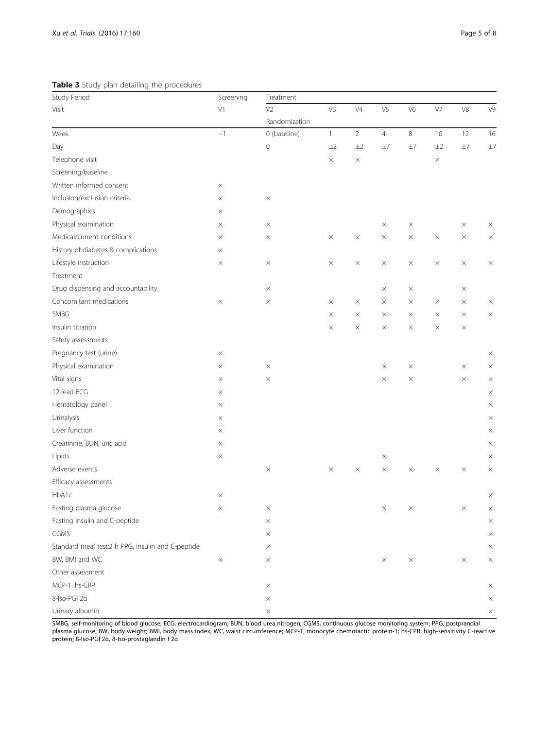**Table 3** Study plan detailing the procedures

| Study Period | Screening | Treatment | | | | | | | |
|---|---|---|---|---|---|---|---|---|---|
| Visit | V1 | V2 Randomization | V3 | V4 | V5 | V6 | V7 | V8 | V9 |
| Week | −1 | 0 (baseline) | 1 | 2 | 4 | 8 | 10 | 12 | 16 |
| Day | | 0 | ±2 | ±2 | ±7 | ±7 | ±2 | ±7 | ±7 |
| Telephone visit | | | × | × | | | × | | |
| Screening/baseline | | | | | | | | | |
| Written informed consent | × | | | | | | | | |
| Inclusion/exclusion criteria | × | × | | | | | | | |
| Demographics | × | | | | | | | | |
| Physical examination | × | × | | | × | × | | × | × |
| Medical/current conditions | × | × | × | × | × | × | × | × | × |
| History of diabetes & complications | × | | | | | | | | |
| Lifestyle instruction | × | × | × | × | × | × | × | × | × |
| Treatment | | | | | | | | | |
| Drug dispensing and accountability | | × | | | × | × | | × | |
| Concomitant medications | × | × | × | × | × | × | × | × | × |
| SMBG | | | × | × | × | × | × | × | × |
| Insulin titration | | | × | × | × | × | × | × | |
| Safety assessments | | | | | | | | | |
| Pregnancy test (urine) | × | | | | | | | | × |
| Physical examination | × | × | | | × | × | | × | × |
| Vital signs | × | × | | | × | × | | × | × |
| 12-lead ECG | × | | | | | | | | × |
| Hematology panel | × | | | | | | | | × |
| Urinalysis | × | | | | | | | | × |
| Liver function | × | | | | | | | | × |
| Creatinine, BUN, uric acid | × | | | | | | | | × |
| Lipids | × | | | | × | | | | × |
| Adverse events | | × | × | × | × | × | × | × | × |
| Efficacy assessments | | | | | | | | | |
| HbA1c | × | | | | | | | | × |
| Fasting plasma glucose | × | × | | | × | × | | × | × |
| Fasting insulin and C-peptide | | × | | | | | | | × |
| CGMS | | × | | | | | | | × |
| Standard meal test:2 h PPG, insulin and C-peptide | | × | | | | | | | × |
| BW, BMI and WC | × | × | | | × | × | | × | × |
| Other assessment | | | | | | | | | |
| MCP-1, hs-CRP | | × | | | | | | | × |
| 8-Iso-PGF2α | | × | | | | | | | × |
| Urinary albumin | | × | | | | | | | × |

SMBG, self-monitoring of blood glucose; ECG, electrocardiogram; BUN, blood urea nitrogen; CGMS, continuous glucose monitoring system; PPG, postprandial plasma glucose; BW, body weight; BMI, body mass index; WC, waist circumference; MCP-1, monocyte chemotactic protein-1; hs-CPR, high-sensitivity C-reactive protein; 8-Iso-PGF2α, 8-Iso-prostaglandin F2α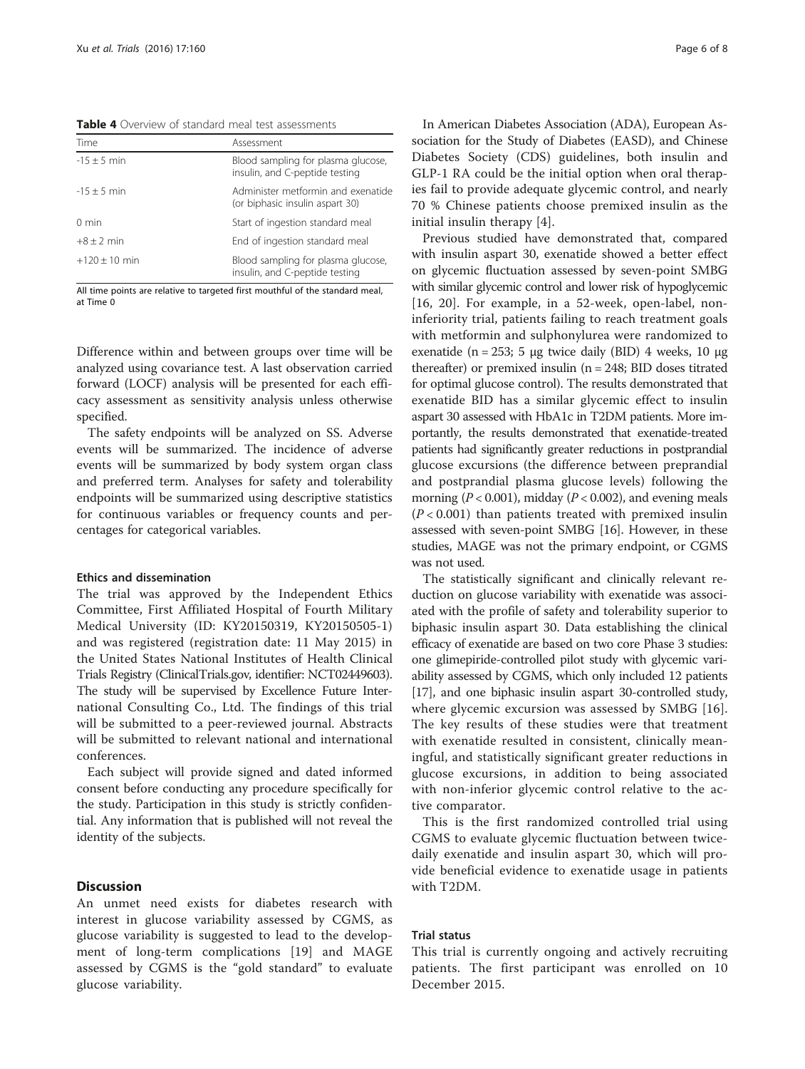**Table 4** Overview of standard meal test assessments

| Time | Assessment |
| --- | --- |
| -15 ± 5 min | Blood sampling for plasma glucose, insulin, and C-peptide testing |
| -15 ± 5 min | Administer metformin and exenatide (or biphasic insulin aspart 30) |
| 0 min | Start of ingestion standard meal |
| +8 ± 2 min | End of ingestion standard meal |
| +120 ± 10 min | Blood sampling for plasma glucose, insulin, and C-peptide testing |

All time points are relative to targeted first mouthful of the standard meal, at Time 0

Difference within and between groups over time will be analyzed using covariance test. A last observation carried forward (LOCF) analysis will be presented for each efficacy assessment as sensitivity analysis unless otherwise specified.

The safety endpoints will be analyzed on SS. Adverse events will be summarized. The incidence of adverse events will be summarized by body system organ class and preferred term. Analyses for safety and tolerability endpoints will be summarized using descriptive statistics for continuous variables or frequency counts and percentages for categorical variables.

#### Ethics and dissemination

The trial was approved by the Independent Ethics Committee, First Affiliated Hospital of Fourth Military Medical University (ID: KY20150319, KY20150505-1) and was registered (registration date: 11 May 2015) in the United States National Institutes of Health Clinical Trials Registry (ClinicalTrials.gov, identifier: NCT02449603). The study will be supervised by Excellence Future International Consulting Co., Ltd. The findings of this trial will be submitted to a peer-reviewed journal. Abstracts will be submitted to relevant national and international conferences.

Each subject will provide signed and dated informed consent before conducting any procedure specifically for the study. Participation in this study is strictly confidential. Any information that is published will not reveal the identity of the subjects.

## Discussion

An unmet need exists for diabetes research with interest in glucose variability assessed by CGMS, as glucose variability is suggested to lead to the development of long-term complications [19] and MAGE assessed by CGMS is the "gold standard" to evaluate glucose variability.

In American Diabetes Association (ADA), European Association for the Study of Diabetes (EASD), and Chinese Diabetes Society (CDS) guidelines, both insulin and GLP-1 RA could be the initial option when oral therapies fail to provide adequate glycemic control, and nearly 70 % Chinese patients choose premixed insulin as the initial insulin therapy [4].

Previous studied have demonstrated that, compared with insulin aspart 30, exenatide showed a better effect on glycemic fluctuation assessed by seven-point SMBG with similar glycemic control and lower risk of hypoglycemic [16, 20]. For example, in a 52-week, open-label, non-inferiority trial, patients failing to reach treatment goals with metformin and sulphonylurea were randomized to exenatide (n = 253; 5 μg twice daily (BID) 4 weeks, 10 μg thereafter) or premixed insulin (n = 248; BID doses titrated for optimal glucose control). The results demonstrated that exenatide BID has a similar glycemic effect to insulin aspart 30 assessed with HbA1c in T2DM patients. More importantly, the results demonstrated that exenatide-treated patients had significantly greater reductions in postprandial glucose excursions (the difference between preprandial and postprandial plasma glucose levels) following the morning ($P < 0.001$), midday ($P < 0.002$), and evening meals ($P < 0.001$) than patients treated with premixed insulin assessed with seven-point SMBG [16]. However, in these studies, MAGE was not the primary endpoint, or CGMS was not used.

The statistically significant and clinically relevant reduction on glucose variability with exenatide was associated with the profile of safety and tolerability superior to biphasic insulin aspart 30. Data establishing the clinical efficacy of exenatide are based on two core Phase 3 studies: one glimepiride-controlled pilot study with glycemic variability assessed by CGMS, which only included 12 patients [17], and one biphasic insulin aspart 30-controlled study, where glycemic excursion was assessed by SMBG [16]. The key results of these studies were that treatment with exenatide resulted in consistent, clinically meaningful, and statistically significant greater reductions in glucose excursions, in addition to being associated with non-inferior glycemic control relative to the active comparator.

This is the first randomized controlled trial using CGMS to evaluate glycemic fluctuation between twice-daily exenatide and insulin aspart 30, which will provide beneficial evidence to exenatide usage in patients with T2DM.

#### Trial status

This trial is currently ongoing and actively recruiting patients. The first participant was enrolled on 10 December 2015.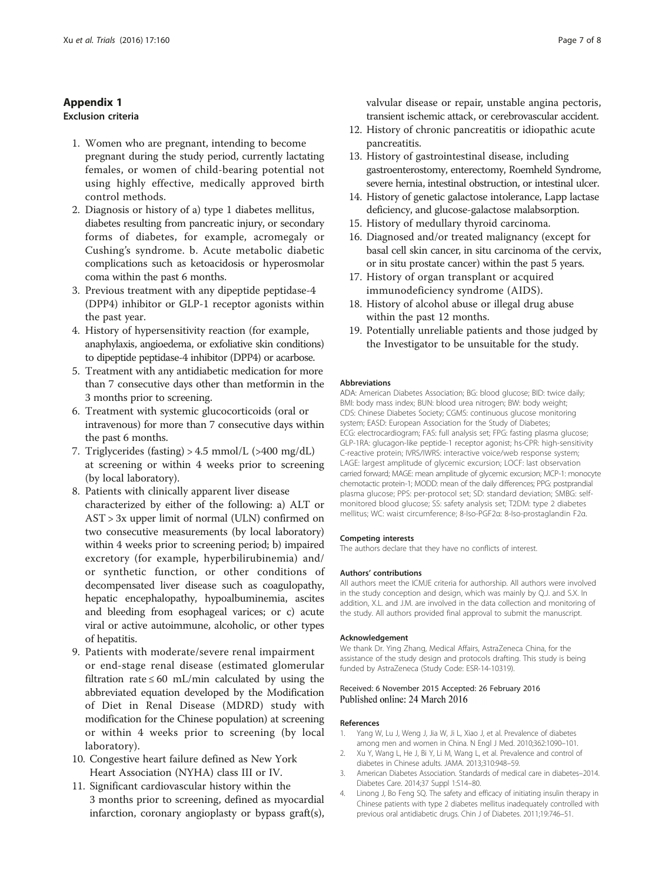## Appendix 1

### Exclusion criteria

1. Women who are pregnant, intending to become pregnant during the study period, currently lactating females, or women of child-bearing potential not using highly effective, medically approved birth control methods.
2. Diagnosis or history of a) type 1 diabetes mellitus, diabetes resulting from pancreatic injury, or secondary forms of diabetes, for example, acromegaly or Cushing's syndrome. b. Acute metabolic diabetic complications such as ketoacidosis or hyperosmolar coma within the past 6 months.
3. Previous treatment with any dipeptide peptidase-4 (DPP4) inhibitor or GLP-1 receptor agonists within the past year.
4. History of hypersensitivity reaction (for example, anaphylaxis, angioedema, or exfoliative skin conditions) to dipeptide peptidase-4 inhibitor (DPP4) or acarbose.
5. Treatment with any antidiabetic medication for more than 7 consecutive days other than metformin in the 3 months prior to screening.
6. Treatment with systemic glucocorticoids (oral or intravenous) for more than 7 consecutive days within the past 6 months.
7. Triglycerides (fasting) > 4.5 mmol/L (>400 mg/dL) at screening or within 4 weeks prior to screening (by local laboratory).
8. Patients with clinically apparent liver disease characterized by either of the following: a) ALT or AST > 3x upper limit of normal (ULN) confirmed on two consecutive measurements (by local laboratory) within 4 weeks prior to screening period; b) impaired excretory (for example, hyperbilirubinemia) and/or synthetic function, or other conditions of decompensated liver disease such as coagulopathy, hepatic encephalopathy, hypoalbuminemia, ascites and bleeding from esophageal varices; or c) acute viral or active autoimmune, alcoholic, or other types of hepatitis.
9. Patients with moderate/severe renal impairment or end-stage renal disease (estimated glomerular filtration rate ≤ 60 mL/min calculated by using the abbreviated equation developed by the Modification of Diet in Renal Disease (MDRD) study with modification for the Chinese population) at screening or within 4 weeks prior to screening (by local laboratory).
10. Congestive heart failure defined as New York Heart Association (NYHA) class III or IV.
11. Significant cardiovascular history within the 3 months prior to screening, defined as myocardial infarction, coronary angioplasty or bypass graft(s), valvular disease or repair, unstable angina pectoris, transient ischemic attack, or cerebrovascular accident.
12. History of chronic pancreatitis or idiopathic acute pancreatitis.
13. History of gastrointestinal disease, including gastroenterostomy, enterectomy, Roemheld Syndrome, severe hernia, intestinal obstruction, or intestinal ulcer.
14. History of genetic galactose intolerance, Lapp lactase deficiency, and glucose-galactose malabsorption.
15. History of medullary thyroid carcinoma.
16. Diagnosed and/or treated malignancy (except for basal cell skin cancer, in situ carcinoma of the cervix, or in situ prostate cancer) within the past 5 years.
17. History of organ transplant or acquired immunodeficiency syndrome (AIDS).
18. History of alcohol abuse or illegal drug abuse within the past 12 months.
19. Potentially unreliable patients and those judged by the Investigator to be unsuitable for the study.

#### Abbreviations

ADA: American Diabetes Association; BG: blood glucose; BID: twice daily; BMI: body mass index; BUN: blood urea nitrogen; BW: body weight; CDS: Chinese Diabetes Society; CGMS: continuous glucose monitoring system; EASD: European Association for the Study of Diabetes; ECG: electrocardiogram; FAS: full analysis set; FPG: fasting plasma glucose; GLP-1RA: glucagon-like peptide-1 receptor agonist; hs-CPR: high-sensitivity C-reactive protein; IVRS/IWRS: interactive voice/web response system; LAGE: largest amplitude of glycemic excursion; LOCF: last observation carried forward; MAGE: mean amplitude of glycemic excursion; MCP-1: monocyte chemotactic protein-1; MODD: mean of the daily differences; PPG: postprandial plasma glucose; PPS: per-protocol set; SD: standard deviation; SMBG: self-monitored blood glucose; SS: safety analysis set; T2DM: type 2 diabetes mellitus; WC: waist circumference; 8-Iso-PGF2α: 8-Iso-prostaglandin F2α.

#### Competing interests

The authors declare that they have no conflicts of interest.

#### Authors' contributions

All authors meet the ICMJE criteria for authorship. All authors were involved in the study conception and design, which was mainly by Q.J. and S.X. In addition, X.L. and J.M. are involved in the data collection and monitoring of the study. All authors provided final approval to submit the manuscript.

#### Acknowledgement

We thank Dr. Ying Zhang, Medical Affairs, AstraZeneca China, for the assistance of the study design and protocols drafting. This study is being funded by AstraZeneca (Study Code: ESR-14-10319).

Received: 6 November 2015 Accepted: 26 February 2016
Published online: 24 March 2016

#### References

1. Yang W, Lu J, Weng J, Jia W, Ji L, Xiao J, et al. Prevalence of diabetes among men and women in China. N Engl J Med. 2010;362:1090–101.
2. Xu Y, Wang L, He J, Bi Y, Li M, Wang L, et al. Prevalence and control of diabetes in Chinese adults. JAMA. 2013;310:948–59.
3. American Diabetes Association. Standards of medical care in diabetes–2014. Diabetes Care. 2014;37 Suppl 1:S14–80.
4. Linong J, Bo Feng SQ. The safety and efficacy of initiating insulin therapy in Chinese patients with type 2 diabetes mellitus inadequately controlled with previous oral antidiabetic drugs. Chin J of Diabetes. 2011;19:746–51.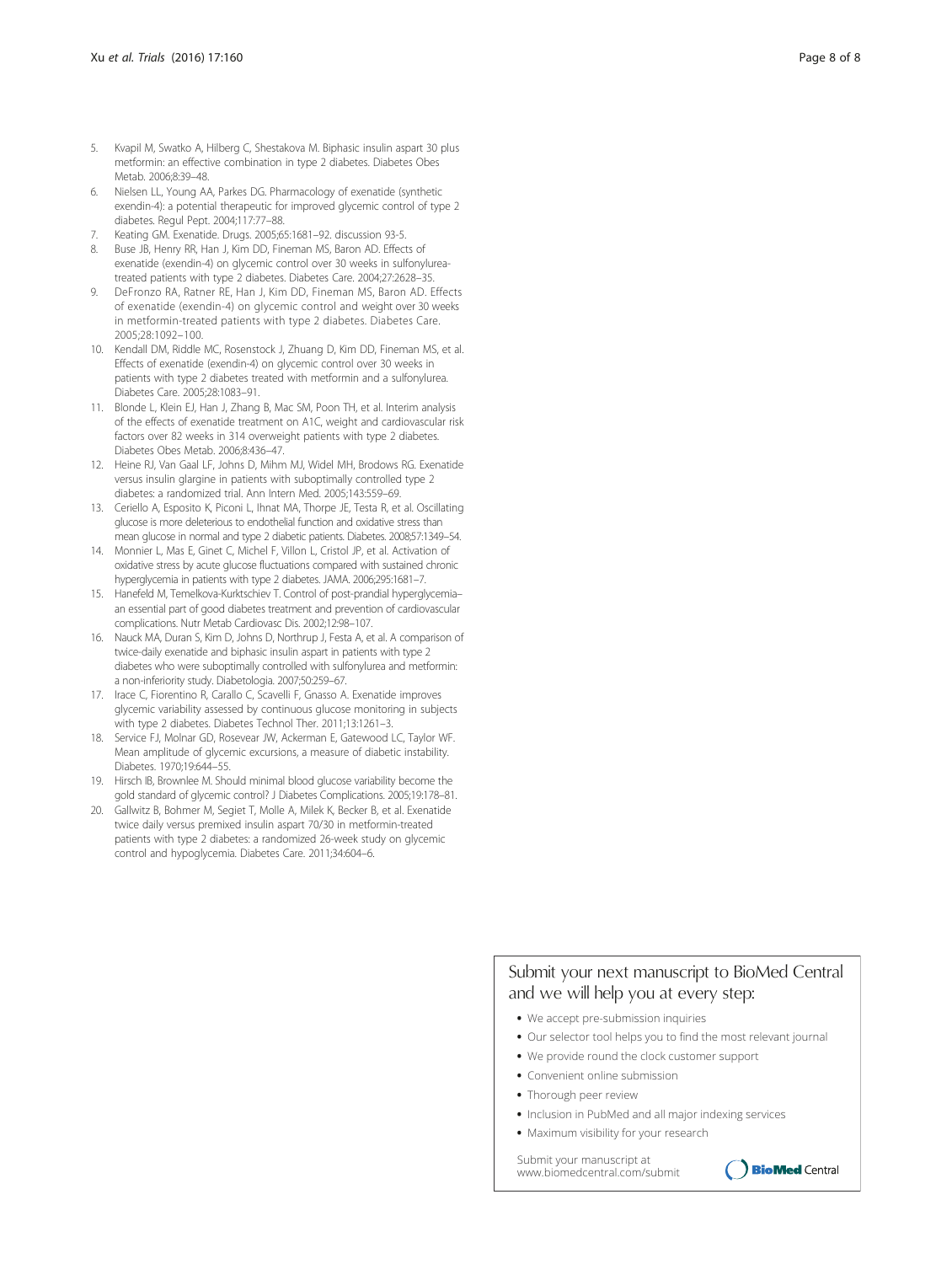5. Kvapil M, Swatko A, Hilberg C, Shestakova M. Biphasic insulin aspart 30 plus metformin: an effective combination in type 2 diabetes. Diabetes Obes Metab. 2006;8:39–48.
6. Nielsen LL, Young AA, Parkes DG. Pharmacology of exenatide (synthetic exendin-4): a potential therapeutic for improved glycemic control of type 2 diabetes. Regul Pept. 2004;117:77–88.
7. Keating GM. Exenatide. Drugs. 2005;65:1681–92. discussion 93-5.
8. Buse JB, Henry RR, Han J, Kim DD, Fineman MS, Baron AD. Effects of exenatide (exendin-4) on glycemic control over 30 weeks in sulfonylurea-treated patients with type 2 diabetes. Diabetes Care. 2004;27:2628–35.
9. DeFronzo RA, Ratner RE, Han J, Kim DD, Fineman MS, Baron AD. Effects of exenatide (exendin-4) on glycemic control and weight over 30 weeks in metformin-treated patients with type 2 diabetes. Diabetes Care. 2005;28:1092–100.
10. Kendall DM, Riddle MC, Rosenstock J, Zhuang D, Kim DD, Fineman MS, et al. Effects of exenatide (exendin-4) on glycemic control over 30 weeks in patients with type 2 diabetes treated with metformin and a sulfonylurea. Diabetes Care. 2005;28:1083–91.
11. Blonde L, Klein EJ, Han J, Zhang B, Mac SM, Poon TH, et al. Interim analysis of the effects of exenatide treatment on A1C, weight and cardiovascular risk factors over 82 weeks in 314 overweight patients with type 2 diabetes. Diabetes Obes Metab. 2006;8:436–47.
12. Heine RJ, Van Gaal LF, Johns D, Mihm MJ, Widel MH, Brodows RG. Exenatide versus insulin glargine in patients with suboptimally controlled type 2 diabetes: a randomized trial. Ann Intern Med. 2005;143:559–69.
13. Ceriello A, Esposito K, Piconi L, Ihnat MA, Thorpe JE, Testa R, et al. Oscillating glucose is more deleterious to endothelial function and oxidative stress than mean glucose in normal and type 2 diabetic patients. Diabetes. 2008;57:1349–54.
14. Monnier L, Mas E, Ginet C, Michel F, Villon L, Cristol JP, et al. Activation of oxidative stress by acute glucose fluctuations compared with sustained chronic hyperglycemia in patients with type 2 diabetes. JAMA. 2006;295:1681–7.
15. Hanefeld M, Temelkova-Kurktschiev T. Control of post-prandial hyperglycemia–an essential part of good diabetes treatment and prevention of cardiovascular complications. Nutr Metab Cardiovasc Dis. 2002;12:98–107.
16. Nauck MA, Duran S, Kim D, Johns D, Northrup J, Festa A, et al. A comparison of twice-daily exenatide and biphasic insulin aspart in patients with type 2 diabetes who were suboptimally controlled with sulfonylurea and metformin: a non-inferiority study. Diabetologia. 2007;50:259–67.
17. Irace C, Fiorentino R, Carallo C, Scavelli F, Gnasso A. Exenatide improves glycemic variability assessed by continuous glucose monitoring in subjects with type 2 diabetes. Diabetes Technol Ther. 2011;13:1261–3.
18. Service FJ, Molnar GD, Rosevear JW, Ackerman E, Gatewood LC, Taylor WF. Mean amplitude of glycemic excursions, a measure of diabetic instability. Diabetes. 1970;19:644–55.
19. Hirsch IB, Brownlee M. Should minimal blood glucose variability become the gold standard of glycemic control? J Diabetes Complications. 2005;19:178–81.
20. Gallwitz B, Bohmer M, Segiet T, Molle A, Milek K, Becker B, et al. Exenatide twice daily versus premixed insulin aspart 70/30 in metformin-treated patients with type 2 diabetes: a randomized 26-week study on glycemic control and hypoglycemia. Diabetes Care. 2011;34:604–6.

Submit your next manuscript to BioMed Central and we will help you at every step:

- We accept pre-submission inquiries
- Our selector tool helps you to find the most relevant journal
- We provide round the clock customer support
- Convenient online submission
- Thorough peer review
- Inclusion in PubMed and all major indexing services
- Maximum visibility for your research

Submit your manuscript at
www.biomedcentral.com/submit

BioMed Central